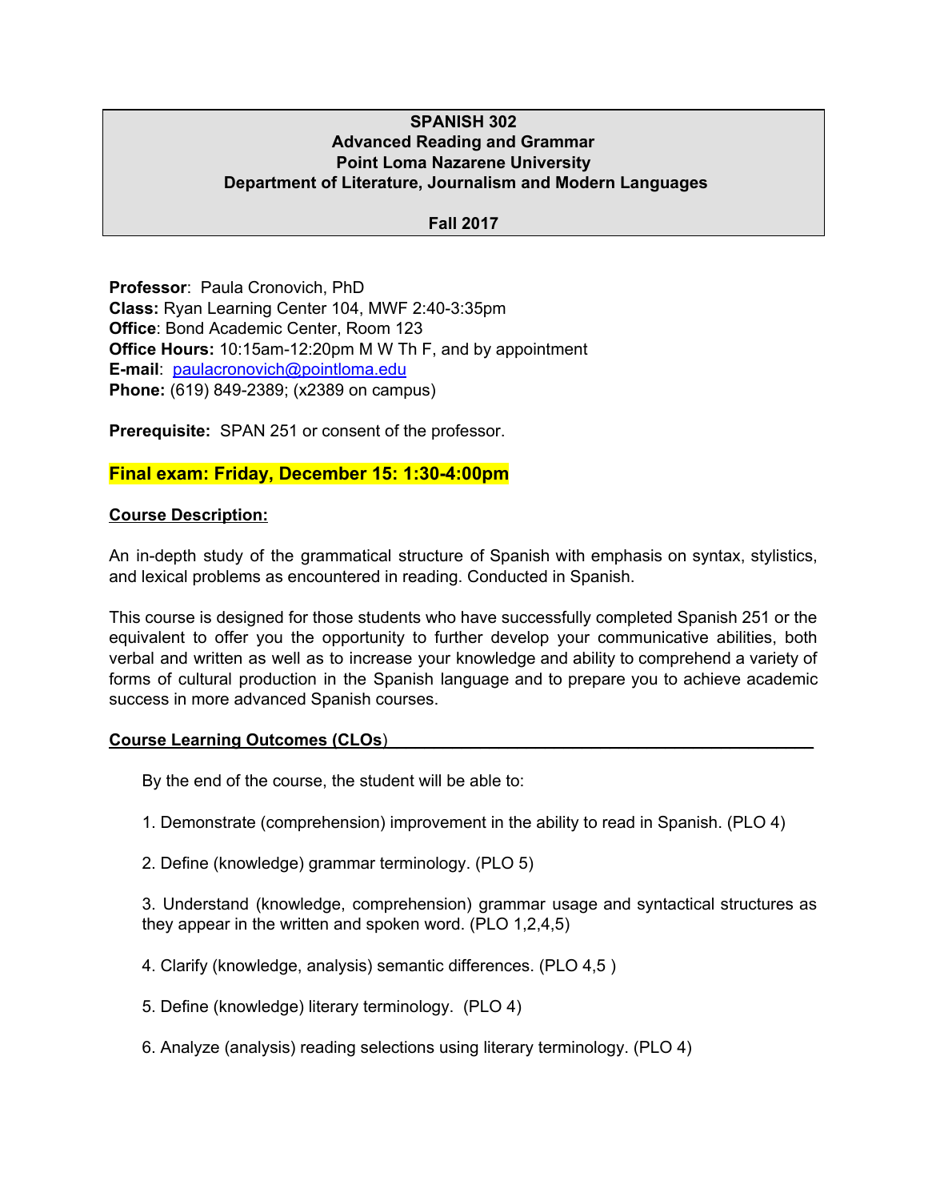**SPANISH 302**
**Advanced Reading and Grammar**
**Point Loma Nazarene University**
**Department of Literature, Journalism and Modern Languages**

**Fall 2017**

**Professor**: Paula Cronovich, PhD
**Class:** Ryan Learning Center 104, MWF 2:40-3:35pm
**Office**: Bond Academic Center, Room 123
**Office Hours:** 10:15am-12:20pm M W Th F, and by appointment
**E-mail**: paulacronovich@pointloma.edu
**Phone:** (619) 849-2389; (x2389 on campus)

**Prerequisite:** SPAN 251 or consent of the professor.

**Final exam: Friday, December 15: 1:30-4:00pm**

## Course Description:

An in-depth study of the grammatical structure of Spanish with emphasis on syntax, stylistics, and lexical problems as encountered in reading. Conducted in Spanish.

This course is designed for those students who have successfully completed Spanish 251 or the equivalent to offer you the opportunity to further develop your communicative abilities, both verbal and written as well as to increase your knowledge and ability to comprehend a variety of forms of cultural production in the Spanish language and to prepare you to achieve academic success in more advanced Spanish courses.

## Course Learning Outcomes (CLOs)

By the end of the course, the student will be able to:

1. Demonstrate (comprehension) improvement in the ability to read in Spanish. (PLO 4)

2. Define (knowledge) grammar terminology. (PLO 5)

3. Understand (knowledge, comprehension) grammar usage and syntactical structures as they appear in the written and spoken word. (PLO 1,2,4,5)

4. Clarify (knowledge, analysis) semantic differences. (PLO 4,5 )

5. Define (knowledge) literary terminology. (PLO 4)

6. Analyze (analysis) reading selections using literary terminology. (PLO 4)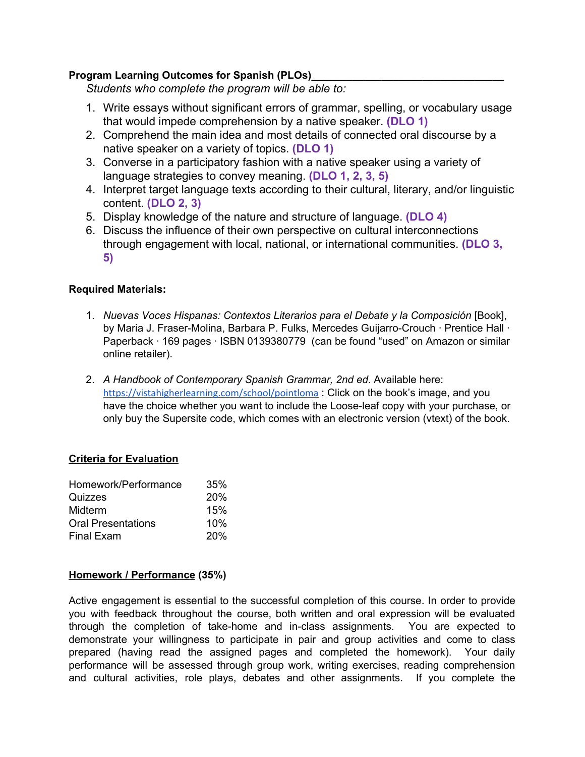**Program Learning Outcomes for Spanish (PLOs)**

*Students who complete the program will be able to:*

1. Write essays without significant errors of grammar, spelling, or vocabulary usage that would impede comprehension by a native speaker. **(DLO 1)**
2. Comprehend the main idea and most details of connected oral discourse by a native speaker on a variety of topics. **(DLO 1)**
3. Converse in a participatory fashion with a native speaker using a variety of language strategies to convey meaning. **(DLO 1, 2, 3, 5)**
4. Interpret target language texts according to their cultural, literary, and/or linguistic content. **(DLO 2, 3)**
5. Display knowledge of the nature and structure of language. **(DLO 4)**
6. Discuss the influence of their own perspective on cultural interconnections through engagement with local, national, or international communities. **(DLO 3, 5)**

**Required Materials:**

1. *Nuevas Voces Hispanas: Contextos Literarios para el Debate y la Composición* [Book], by Maria J. Fraser-Molina, Barbara P. Fulks, Mercedes Guijarro-Crouch · Prentice Hall · Paperback · 169 pages · ISBN 0139380779 (can be found "used" on Amazon or similar online retailer).

2. *A Handbook of Contemporary Spanish Grammar, 2nd ed*. Available here: https://vistahigherlearning.com/school/pointloma : Click on the book's image, and you have the choice whether you want to include the Loose-leaf copy with your purchase, or only buy the Supersite code, which comes with an electronic version (vtext) of the book.

**Criteria for Evaluation**

| | |
|---|---|
| Homework/Performance | 35% |
| Quizzes | 20% |
| Midterm | 15% |
| Oral Presentations | 10% |
| Final Exam | 20% |

**Homework / Performance (35%)**

Active engagement is essential to the successful completion of this course. In order to provide you with feedback throughout the course, both written and oral expression will be evaluated through the completion of take-home and in-class assignments. You are expected to demonstrate your willingness to participate in pair and group activities and come to class prepared (having read the assigned pages and completed the homework). Your daily performance will be assessed through group work, writing exercises, reading comprehension and cultural activities, role plays, debates and other assignments. If you complete the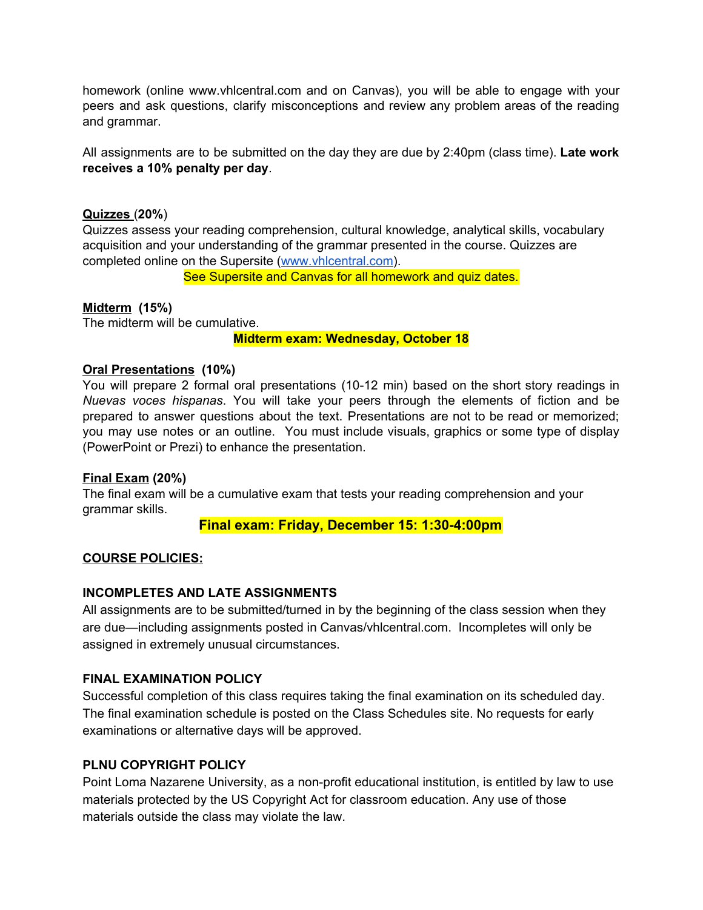homework (online www.vhlcentral.com and on Canvas), you will be able to engage with your peers and ask questions, clarify misconceptions and review any problem areas of the reading and grammar.

All assignments are to be submitted on the day they are due by 2:40pm (class time). **Late work receives a 10% penalty per day**.

**Quizzes (20%)**

Quizzes assess your reading comprehension, cultural knowledge, analytical skills, vocabulary acquisition and your understanding of the grammar presented in the course. Quizzes are completed online on the Supersite (www.vhlcentral.com).

See Supersite and Canvas for all homework and quiz dates.

**Midterm (15%)**

The midterm will be cumulative.

**Midterm exam: Wednesday, October 18**

**Oral Presentations (10%)**

You will prepare 2 formal oral presentations (10-12 min) based on the short story readings in *Nuevas voces hispanas*. You will take your peers through the elements of fiction and be prepared to answer questions about the text. Presentations are not to be read or memorized; you may use notes or an outline. You must include visuals, graphics or some type of display (PowerPoint or Prezi) to enhance the presentation.

**Final Exam (20%)**

The final exam will be a cumulative exam that tests your reading comprehension and your grammar skills.

**Final exam: Friday, December 15: 1:30-4:00pm**

## COURSE POLICIES:

### INCOMPLETES AND LATE ASSIGNMENTS

All assignments are to be submitted/turned in by the beginning of the class session when they are due—including assignments posted in Canvas/vhlcentral.com. Incompletes will only be assigned in extremely unusual circumstances.

### FINAL EXAMINATION POLICY

Successful completion of this class requires taking the final examination on its scheduled day. The final examination schedule is posted on the Class Schedules site. No requests for early examinations or alternative days will be approved.

### PLNU COPYRIGHT POLICY

Point Loma Nazarene University, as a non-profit educational institution, is entitled by law to use materials protected by the US Copyright Act for classroom education. Any use of those materials outside the class may violate the law.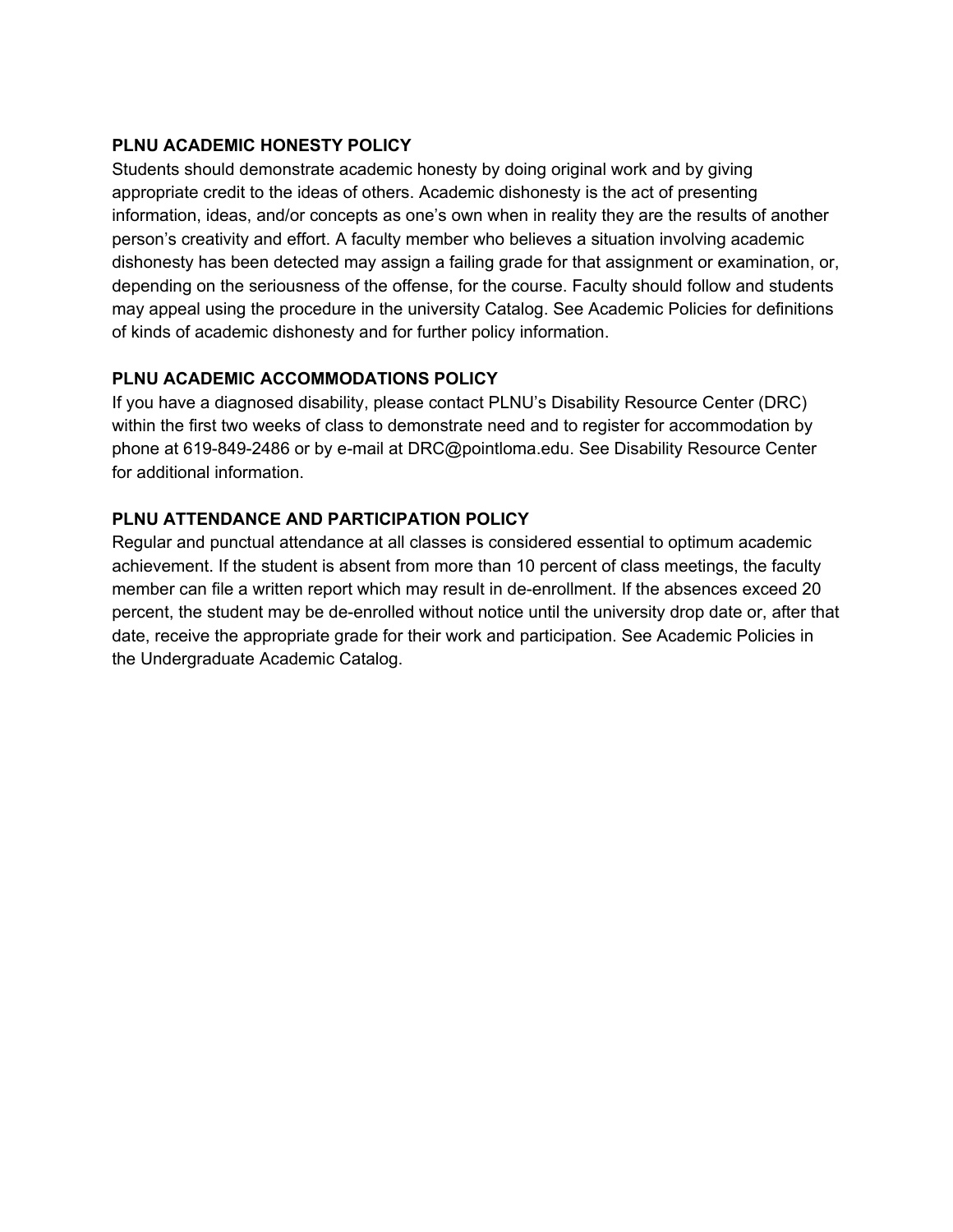**PLNU ACADEMIC HONESTY POLICY**

Students should demonstrate academic honesty by doing original work and by giving appropriate credit to the ideas of others. Academic dishonesty is the act of presenting information, ideas, and/or concepts as one's own when in reality they are the results of another person's creativity and effort. A faculty member who believes a situation involving academic dishonesty has been detected may assign a failing grade for that assignment or examination, or, depending on the seriousness of the offense, for the course. Faculty should follow and students may appeal using the procedure in the university Catalog. See Academic Policies for definitions of kinds of academic dishonesty and for further policy information.

**PLNU ACADEMIC ACCOMMODATIONS POLICY**

If you have a diagnosed disability, please contact PLNU's Disability Resource Center (DRC) within the first two weeks of class to demonstrate need and to register for accommodation by phone at 619-849-2486 or by e-mail at DRC@pointloma.edu. See Disability Resource Center for additional information.

**PLNU ATTENDANCE AND PARTICIPATION POLICY**

Regular and punctual attendance at all classes is considered essential to optimum academic achievement. If the student is absent from more than 10 percent of class meetings, the faculty member can file a written report which may result in de-enrollment. If the absences exceed 20 percent, the student may be de-enrolled without notice until the university drop date or, after that date, receive the appropriate grade for their work and participation. See Academic Policies in the Undergraduate Academic Catalog.